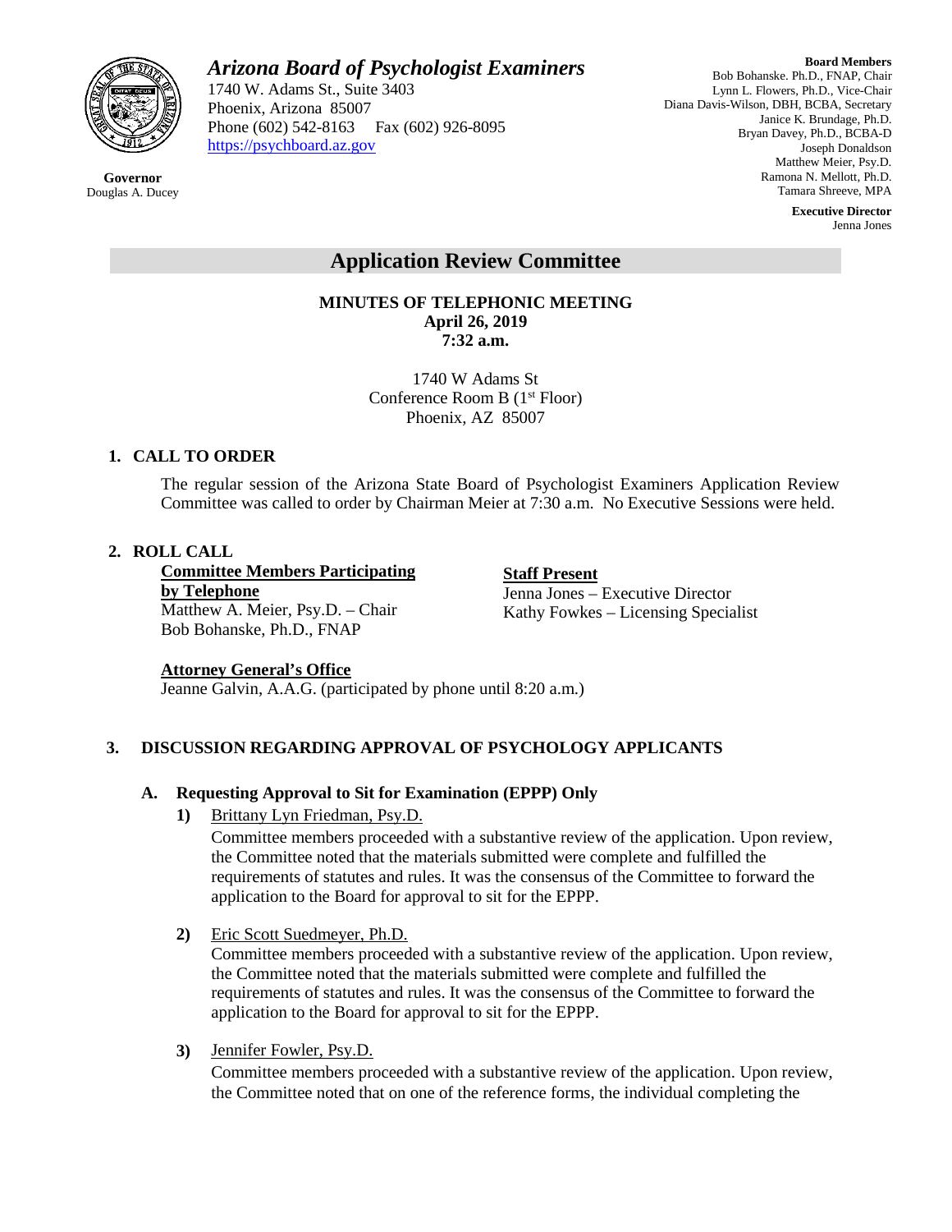*Arizona Board of Psychologist Examiners*
1740 W. Adams St., Suite 3403
Phoenix, Arizona 85007
Phone (602) 542-8163 Fax (602) 926-8095
https://psychboard.az.gov

**Governor**
Douglas A. Ducey

**Board Members**
Bob Bohanske. Ph.D., FNAP, Chair
Lynn L. Flowers, Ph.D., Vice-Chair
Diana Davis-Wilson, DBH, BCBA, Secretary
Janice K. Brundage, Ph.D.
Bryan Davey, Ph.D., BCBA-D
Joseph Donaldson
Matthew Meier, Psy.D.
Ramona N. Mellott, Ph.D.
Tamara Shreeve, MPA

**Executive Director**
Jenna Jones

# Application Review Committee

**MINUTES OF TELEPHONIC MEETING**
**April 26, 2019**
**7:32 a.m.**

1740 W Adams St
Conference Room B (1st Floor)
Phoenix, AZ 85007

## 1. CALL TO ORDER

The regular session of the Arizona State Board of Psychologist Examiners Application Review Committee was called to order by Chairman Meier at 7:30 a.m. No Executive Sessions were held.

## 2. ROLL CALL

**Committee Members Participating by Telephone**
Matthew A. Meier, Psy.D. – Chair
Bob Bohanske, Ph.D., FNAP

**Staff Present**
Jenna Jones – Executive Director
Kathy Fowkes – Licensing Specialist

**Attorney General's Office**
Jeanne Galvin, A.A.G. (participated by phone until 8:20 a.m.)

## 3. DISCUSSION REGARDING APPROVAL OF PSYCHOLOGY APPLICANTS

### A. Requesting Approval to Sit for Examination (EPPP) Only

**1)** Brittany Lyn Friedman, Psy.D.
Committee members proceeded with a substantive review of the application. Upon review, the Committee noted that the materials submitted were complete and fulfilled the requirements of statutes and rules. It was the consensus of the Committee to forward the application to the Board for approval to sit for the EPPP.

**2)** Eric Scott Suedmeyer, Ph.D.
Committee members proceeded with a substantive review of the application. Upon review, the Committee noted that the materials submitted were complete and fulfilled the requirements of statutes and rules. It was the consensus of the Committee to forward the application to the Board for approval to sit for the EPPP.

**3)** Jennifer Fowler, Psy.D.
Committee members proceeded with a substantive review of the application. Upon review, the Committee noted that on one of the reference forms, the individual completing the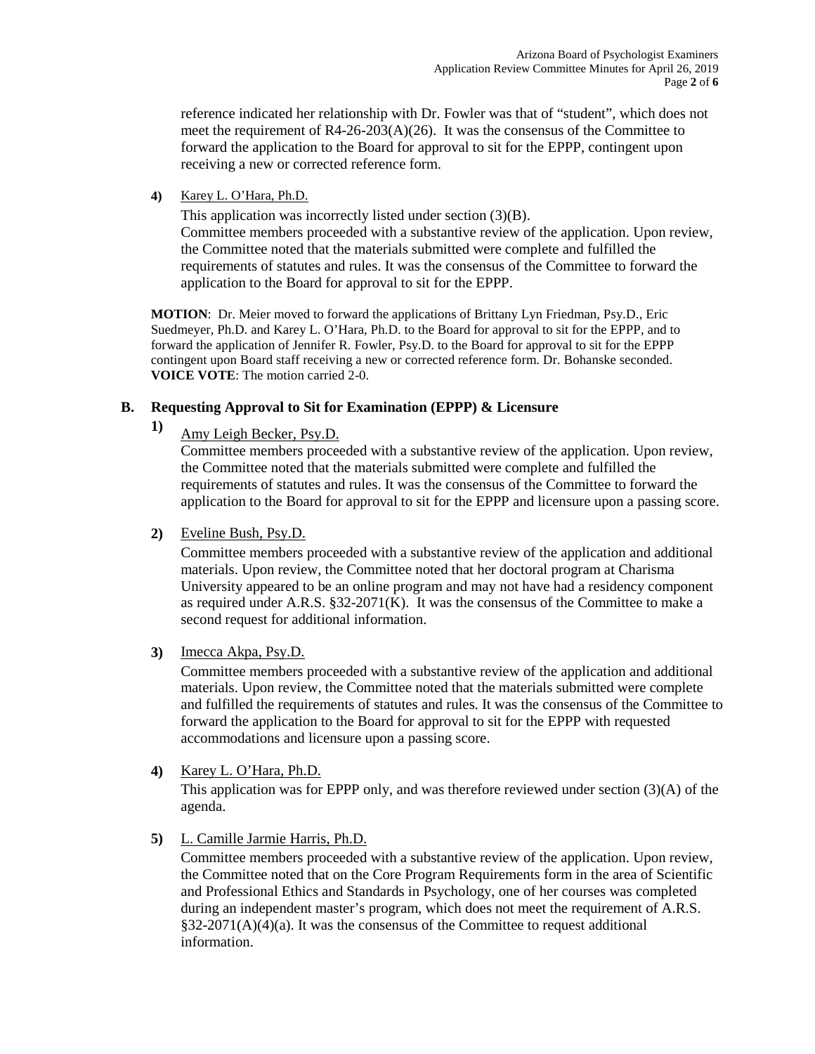reference indicated her relationship with Dr. Fowler was that of "student", which does not meet the requirement of R4-26-203(A)(26). It was the consensus of the Committee to forward the application to the Board for approval to sit for the EPPP, contingent upon receiving a new or corrected reference form.

**4)** Karey L. O'Hara, Ph.D.

This application was incorrectly listed under section (3)(B).
Committee members proceeded with a substantive review of the application. Upon review, the Committee noted that the materials submitted were complete and fulfilled the requirements of statutes and rules. It was the consensus of the Committee to forward the application to the Board for approval to sit for the EPPP.

**MOTION**: Dr. Meier moved to forward the applications of Brittany Lyn Friedman, Psy.D., Eric Suedmeyer, Ph.D. and Karey L. O'Hara, Ph.D. to the Board for approval to sit for the EPPP, and to forward the application of Jennifer R. Fowler, Psy.D. to the Board for approval to sit for the EPPP contingent upon Board staff receiving a new or corrected reference form. Dr. Bohanske seconded.
**VOICE VOTE**: The motion carried 2-0.

### B. Requesting Approval to Sit for Examination (EPPP) & Licensure

**1)** Amy Leigh Becker, Psy.D.

Committee members proceeded with a substantive review of the application. Upon review, the Committee noted that the materials submitted were complete and fulfilled the requirements of statutes and rules. It was the consensus of the Committee to forward the application to the Board for approval to sit for the EPPP and licensure upon a passing score.

**2)** Eveline Bush, Psy.D.

Committee members proceeded with a substantive review of the application and additional materials. Upon review, the Committee noted that her doctoral program at Charisma University appeared to be an online program and may not have had a residency component as required under A.R.S. §32-2071(K). It was the consensus of the Committee to make a second request for additional information.

**3)** Imecca Akpa, Psy.D.

Committee members proceeded with a substantive review of the application and additional materials. Upon review, the Committee noted that the materials submitted were complete and fulfilled the requirements of statutes and rules. It was the consensus of the Committee to forward the application to the Board for approval to sit for the EPPP with requested accommodations and licensure upon a passing score.

**4)** Karey L. O'Hara, Ph.D.

This application was for EPPP only, and was therefore reviewed under section (3)(A) of the agenda.

**5)** L. Camille Jarmie Harris, Ph.D.

Committee members proceeded with a substantive review of the application. Upon review, the Committee noted that on the Core Program Requirements form in the area of Scientific and Professional Ethics and Standards in Psychology, one of her courses was completed during an independent master's program, which does not meet the requirement of A.R.S. §32-2071(A)(4)(a). It was the consensus of the Committee to request additional information.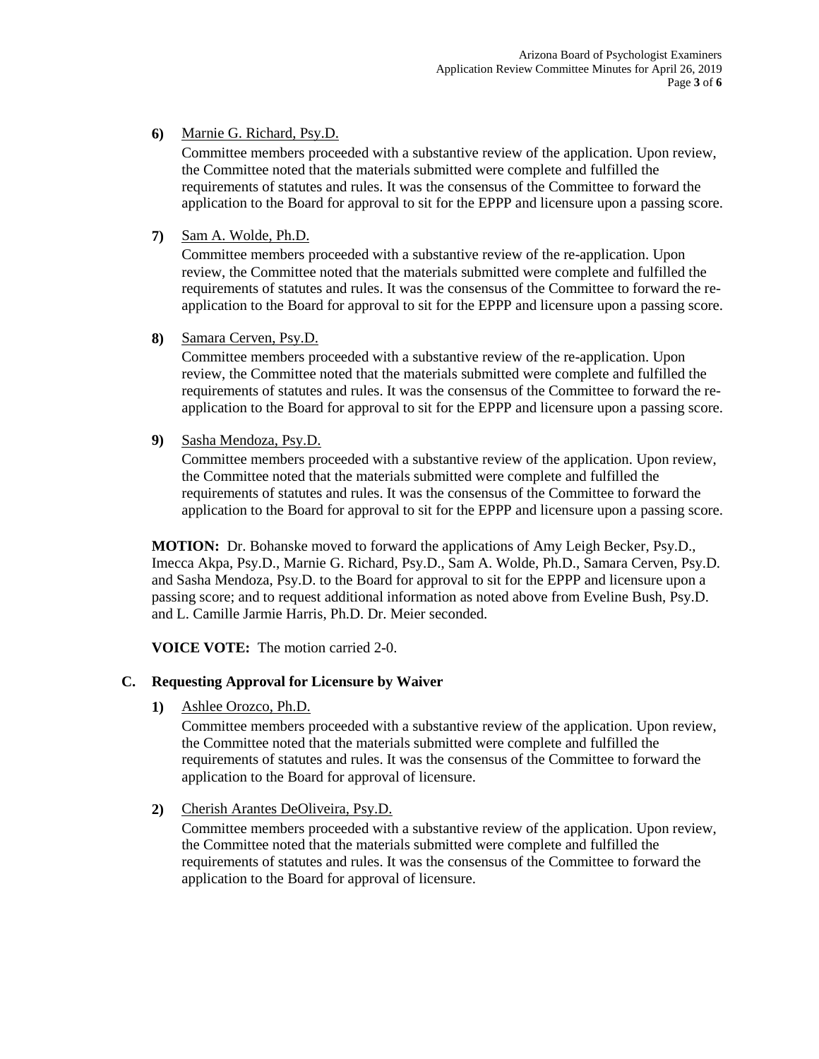**6)** Marnie G. Richard, Psy.D.

Committee members proceeded with a substantive review of the application. Upon review, the Committee noted that the materials submitted were complete and fulfilled the requirements of statutes and rules. It was the consensus of the Committee to forward the application to the Board for approval to sit for the EPPP and licensure upon a passing score.

**7)** Sam A. Wolde, Ph.D.

Committee members proceeded with a substantive review of the re-application. Upon review, the Committee noted that the materials submitted were complete and fulfilled the requirements of statutes and rules. It was the consensus of the Committee to forward the re-application to the Board for approval to sit for the EPPP and licensure upon a passing score.

**8)** Samara Cerven, Psy.D.

Committee members proceeded with a substantive review of the re-application. Upon review, the Committee noted that the materials submitted were complete and fulfilled the requirements of statutes and rules. It was the consensus of the Committee to forward the re-application to the Board for approval to sit for the EPPP and licensure upon a passing score.

**9)** Sasha Mendoza, Psy.D.

Committee members proceeded with a substantive review of the application. Upon review, the Committee noted that the materials submitted were complete and fulfilled the requirements of statutes and rules. It was the consensus of the Committee to forward the application to the Board for approval to sit for the EPPP and licensure upon a passing score.

**MOTION:** Dr. Bohanske moved to forward the applications of Amy Leigh Becker, Psy.D., Imecca Akpa, Psy.D., Marnie G. Richard, Psy.D., Sam A. Wolde, Ph.D., Samara Cerven, Psy.D. and Sasha Mendoza, Psy.D. to the Board for approval to sit for the EPPP and licensure upon a passing score; and to request additional information as noted above from Eveline Bush, Psy.D. and L. Camille Jarmie Harris, Ph.D. Dr. Meier seconded.

**VOICE VOTE:** The motion carried 2-0.

## C. Requesting Approval for Licensure by Waiver

**1)** Ashlee Orozco, Ph.D.

Committee members proceeded with a substantive review of the application. Upon review, the Committee noted that the materials submitted were complete and fulfilled the requirements of statutes and rules. It was the consensus of the Committee to forward the application to the Board for approval of licensure.

**2)** Cherish Arantes DeOliveira, Psy.D.

Committee members proceeded with a substantive review of the application. Upon review, the Committee noted that the materials submitted were complete and fulfilled the requirements of statutes and rules. It was the consensus of the Committee to forward the application to the Board for approval of licensure.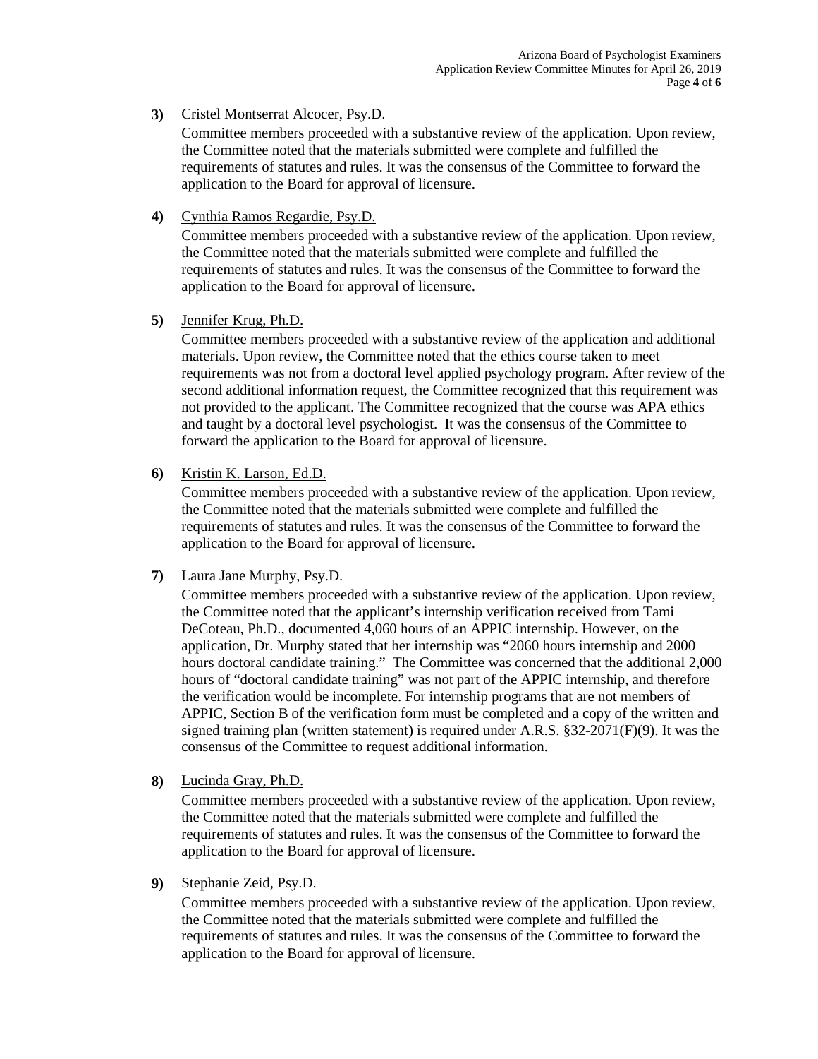**3)** Cristel Montserrat Alcocer, Psy.D.

Committee members proceeded with a substantive review of the application. Upon review, the Committee noted that the materials submitted were complete and fulfilled the requirements of statutes and rules. It was the consensus of the Committee to forward the application to the Board for approval of licensure.

**4)** Cynthia Ramos Regardie, Psy.D.

Committee members proceeded with a substantive review of the application. Upon review, the Committee noted that the materials submitted were complete and fulfilled the requirements of statutes and rules. It was the consensus of the Committee to forward the application to the Board for approval of licensure.

**5)** Jennifer Krug, Ph.D.

Committee members proceeded with a substantive review of the application and additional materials. Upon review, the Committee noted that the ethics course taken to meet requirements was not from a doctoral level applied psychology program. After review of the second additional information request, the Committee recognized that this requirement was not provided to the applicant. The Committee recognized that the course was APA ethics and taught by a doctoral level psychologist. It was the consensus of the Committee to forward the application to the Board for approval of licensure.

**6)** Kristin K. Larson, Ed.D.

Committee members proceeded with a substantive review of the application. Upon review, the Committee noted that the materials submitted were complete and fulfilled the requirements of statutes and rules. It was the consensus of the Committee to forward the application to the Board for approval of licensure.

**7)** Laura Jane Murphy, Psy.D.

Committee members proceeded with a substantive review of the application. Upon review, the Committee noted that the applicant's internship verification received from Tami DeCoteau, Ph.D., documented 4,060 hours of an APPIC internship. However, on the application, Dr. Murphy stated that her internship was "2060 hours internship and 2000 hours doctoral candidate training." The Committee was concerned that the additional 2,000 hours of "doctoral candidate training" was not part of the APPIC internship, and therefore the verification would be incomplete. For internship programs that are not members of APPIC, Section B of the verification form must be completed and a copy of the written and signed training plan (written statement) is required under A.R.S. §32-2071(F)(9). It was the consensus of the Committee to request additional information.

**8)** Lucinda Gray, Ph.D.

Committee members proceeded with a substantive review of the application. Upon review, the Committee noted that the materials submitted were complete and fulfilled the requirements of statutes and rules. It was the consensus of the Committee to forward the application to the Board for approval of licensure.

**9)** Stephanie Zeid, Psy.D.

Committee members proceeded with a substantive review of the application. Upon review, the Committee noted that the materials submitted were complete and fulfilled the requirements of statutes and rules. It was the consensus of the Committee to forward the application to the Board for approval of licensure.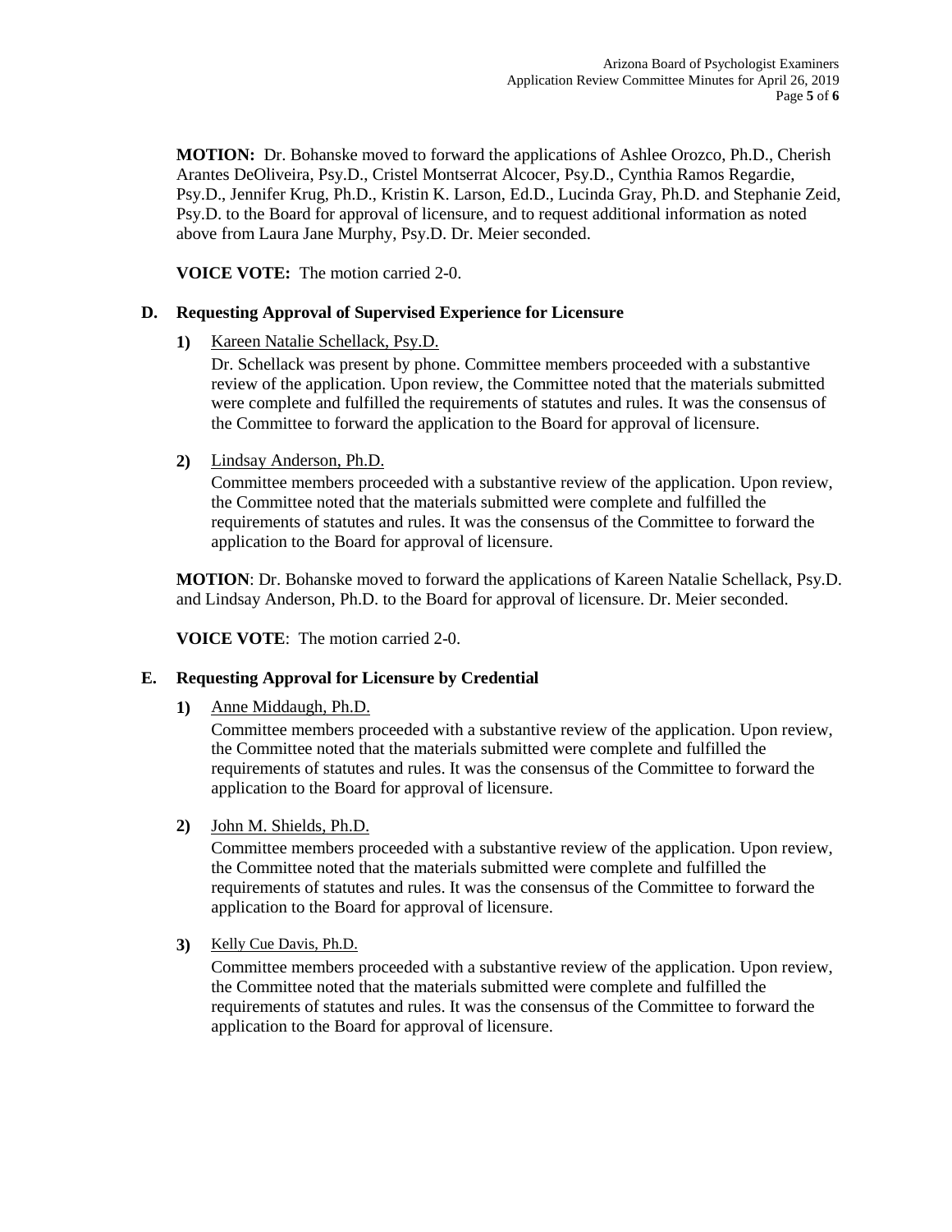**MOTION:** Dr. Bohanske moved to forward the applications of Ashlee Orozco, Ph.D., Cherish Arantes DeOliveira, Psy.D., Cristel Montserrat Alcocer, Psy.D., Cynthia Ramos Regardie, Psy.D., Jennifer Krug, Ph.D., Kristin K. Larson, Ed.D., Lucinda Gray, Ph.D. and Stephanie Zeid, Psy.D. to the Board for approval of licensure, and to request additional information as noted above from Laura Jane Murphy, Psy.D. Dr. Meier seconded.

**VOICE VOTE:** The motion carried 2-0.

### D. Requesting Approval of Supervised Experience for Licensure

**1)** Kareen Natalie Schellack, Psy.D.

Dr. Schellack was present by phone. Committee members proceeded with a substantive review of the application. Upon review, the Committee noted that the materials submitted were complete and fulfilled the requirements of statutes and rules. It was the consensus of the Committee to forward the application to the Board for approval of licensure.

**2)** Lindsay Anderson, Ph.D.

Committee members proceeded with a substantive review of the application. Upon review, the Committee noted that the materials submitted were complete and fulfilled the requirements of statutes and rules. It was the consensus of the Committee to forward the application to the Board for approval of licensure.

**MOTION**: Dr. Bohanske moved to forward the applications of Kareen Natalie Schellack, Psy.D. and Lindsay Anderson, Ph.D. to the Board for approval of licensure. Dr. Meier seconded.

**VOICE VOTE**: The motion carried 2-0.

### E. Requesting Approval for Licensure by Credential

**1)** Anne Middaugh, Ph.D.

Committee members proceeded with a substantive review of the application. Upon review, the Committee noted that the materials submitted were complete and fulfilled the requirements of statutes and rules. It was the consensus of the Committee to forward the application to the Board for approval of licensure.

**2)** John M. Shields, Ph.D.

Committee members proceeded with a substantive review of the application. Upon review, the Committee noted that the materials submitted were complete and fulfilled the requirements of statutes and rules. It was the consensus of the Committee to forward the application to the Board for approval of licensure.

**3)** Kelly Cue Davis, Ph.D.

Committee members proceeded with a substantive review of the application. Upon review, the Committee noted that the materials submitted were complete and fulfilled the requirements of statutes and rules. It was the consensus of the Committee to forward the application to the Board for approval of licensure.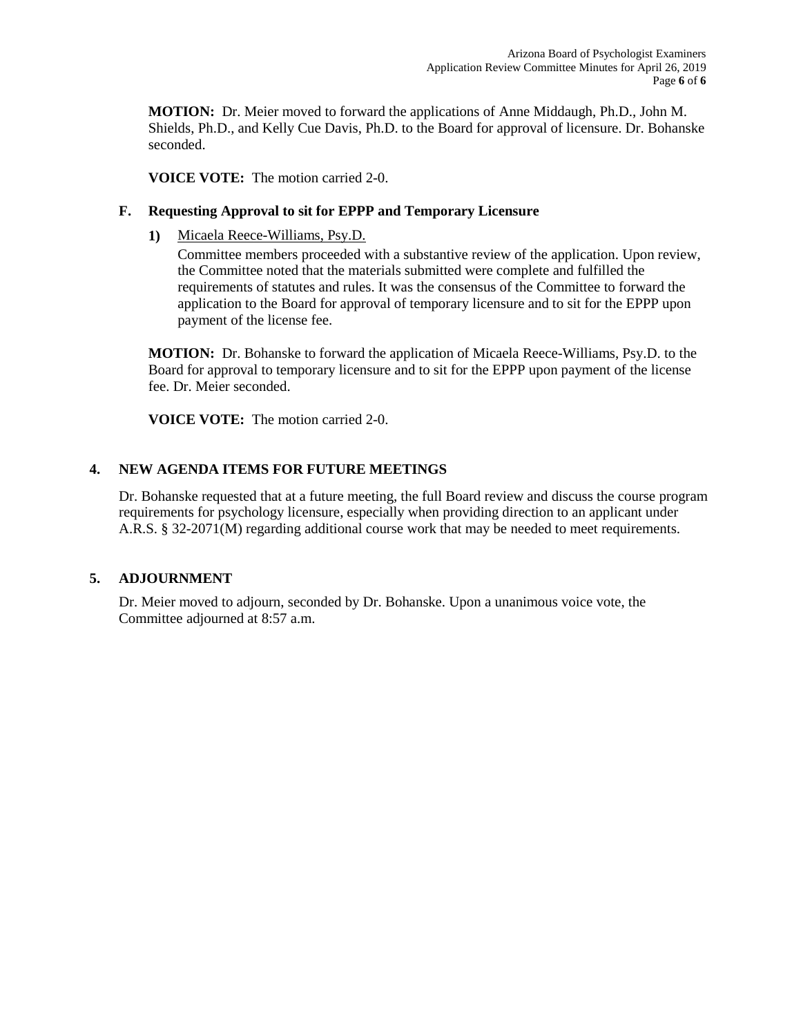**MOTION:** Dr. Meier moved to forward the applications of Anne Middaugh, Ph.D., John M. Shields, Ph.D., and Kelly Cue Davis, Ph.D. to the Board for approval of licensure. Dr. Bohanske seconded.

**VOICE VOTE:** The motion carried 2-0.

### F. Requesting Approval to sit for EPPP and Temporary Licensure

**1)** Micaela Reece-Williams, Psy.D.

Committee members proceeded with a substantive review of the application. Upon review, the Committee noted that the materials submitted were complete and fulfilled the requirements of statutes and rules. It was the consensus of the Committee to forward the application to the Board for approval of temporary licensure and to sit for the EPPP upon payment of the license fee.

**MOTION:** Dr. Bohanske to forward the application of Micaela Reece-Williams, Psy.D. to the Board for approval to temporary licensure and to sit for the EPPP upon payment of the license fee. Dr. Meier seconded.

**VOICE VOTE:** The motion carried 2-0.

## 4. NEW AGENDA ITEMS FOR FUTURE MEETINGS

Dr. Bohanske requested that at a future meeting, the full Board review and discuss the course program requirements for psychology licensure, especially when providing direction to an applicant under A.R.S. § 32-2071(M) regarding additional course work that may be needed to meet requirements.

## 5. ADJOURNMENT

Dr. Meier moved to adjourn, seconded by Dr. Bohanske. Upon a unanimous voice vote, the Committee adjourned at 8:57 a.m.